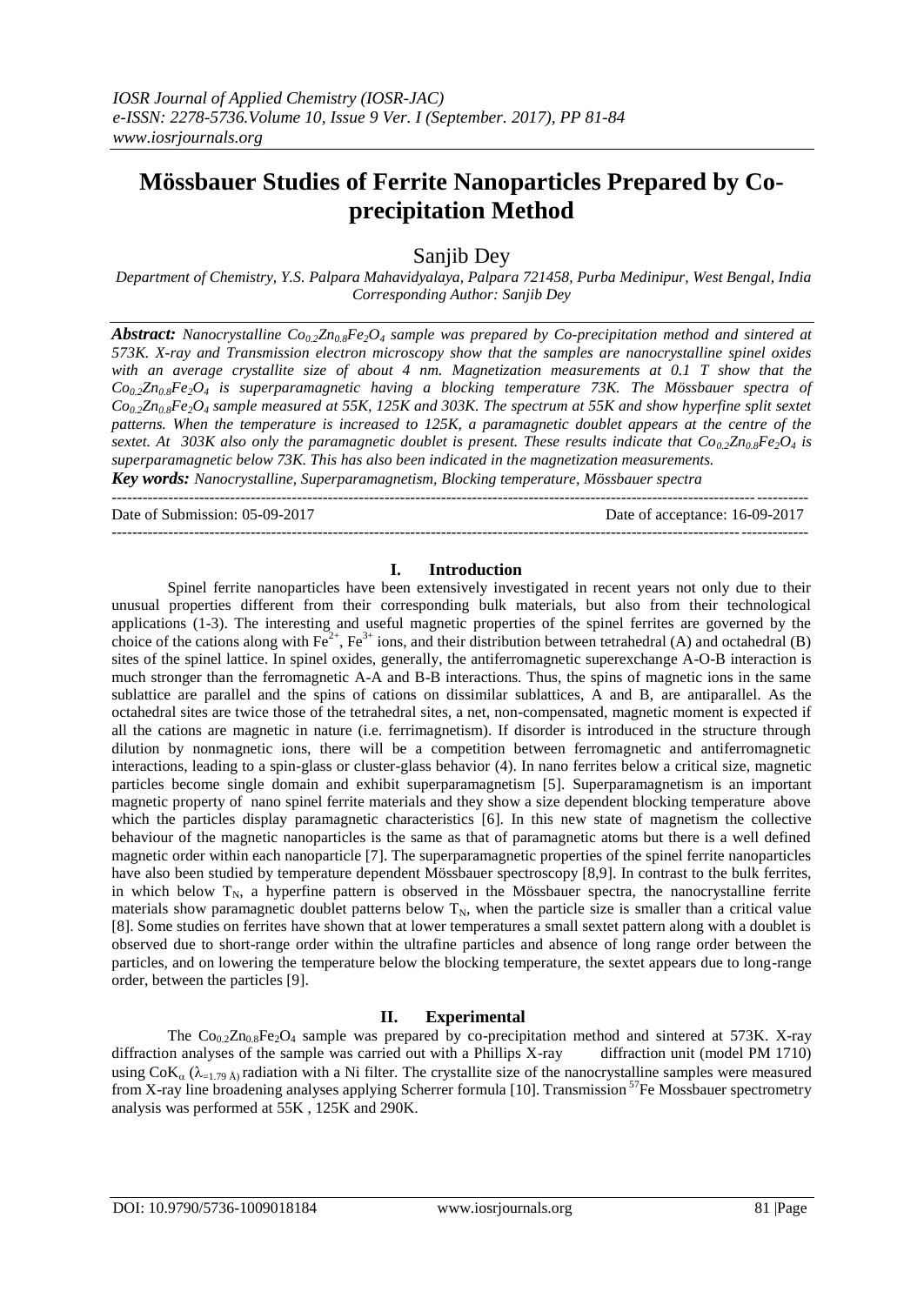# Mössbauer Studies of Ferrite Nanoparticles Prepared by Co-precipitation Method

Sanjib Dey

*Department of Chemistry, Y.S. Palpara Mahavidyalaya, Palpara 721458, Purba Medinipur, West Bengal, India*
*Corresponding Author: Sanjib Dey*

***Abstract:*** *Nanocrystalline $Co_{0.2}Zn_{0.8}Fe_2O_4$ sample was prepared by Co-precipitation method and sintered at 573K. X-ray and Transmission electron microscopy show that the samples are nanocrystalline spinel oxides with an average crystallite size of about 4 nm. Magnetization measurements at 0.1 T show that the $Co_{0.2}Zn_{0.8}Fe_2O_4$ is superparamagnetic having a blocking temperature 73K. The Mössbauer spectra of $Co_{0.2}Zn_{0.8}Fe_2O_4$ sample measured at 55K, 125K and 303K. The spectrum at 55K and show hyperfine split sextet patterns. When the temperature is increased to 125K, a paramagnetic doublet appears at the centre of the sextet. At 303K also only the paramagnetic doublet is present. These results indicate that $Co_{0.2}Zn_{0.8}Fe_2O_4$ is superparamagnetic below 73K. This has also been indicated in the magnetization measurements.*

***Key words:*** *Nanocrystalline, Superparamagnetism, Blocking temperature, Mössbauer spectra*

Date of Submission: 05-09-2017 Date of acceptance: 16-09-2017

## I. Introduction

Spinel ferrite nanoparticles have been extensively investigated in recent years not only due to their unusual properties different from their corresponding bulk materials, but also from their technological applications (1-3). The interesting and useful magnetic properties of the spinel ferrites are governed by the choice of the cations along with $Fe^{2+}$, $Fe^{3+}$ ions, and their distribution between tetrahedral (A) and octahedral (B) sites of the spinel lattice. In spinel oxides, generally, the antiferromagnetic superexchange A-O-B interaction is much stronger than the ferromagnetic A-A and B-B interactions. Thus, the spins of magnetic ions in the same sublattice are parallel and the spins of cations on dissimilar sublattices, A and B, are antiparallel. As the octahedral sites are twice those of the tetrahedral sites, a net, non-compensated, magnetic moment is expected if all the cations are magnetic in nature (i.e. ferrimagnetism). If disorder is introduced in the structure through dilution by nonmagnetic ions, there will be a competition between ferromagnetic and antiferromagnetic interactions, leading to a spin-glass or cluster-glass behavior (4). In nano ferrites below a critical size, magnetic particles become single domain and exhibit superparamagnetism [5]. Superparamagnetism is an important magnetic property of nano spinel ferrite materials and they show a size dependent blocking temperature above which the particles display paramagnetic characteristics [6]. In this new state of magnetism the collective behaviour of the magnetic nanoparticles is the same as that of paramagnetic atoms but there is a well defined magnetic order within each nanoparticle [7]. The superparamagnetic properties of the spinel ferrite nanoparticles have also been studied by temperature dependent Mössbauer spectroscopy [8,9]. In contrast to the bulk ferrites, in which below $T_N$, a hyperfine pattern is observed in the Mössbauer spectra, the nanocrystalline ferrite materials show paramagnetic doublet patterns below $T_N$, when the particle size is smaller than a critical value [8]. Some studies on ferrites have shown that at lower temperatures a small sextet pattern along with a doublet is observed due to short-range order within the ultrafine particles and absence of long range order between the particles, and on lowering the temperature below the blocking temperature, the sextet appears due to long-range order, between the particles [9].

## II. Experimental

The $Co_{0.2}Zn_{0.8}Fe_2O_4$ sample was prepared by co-precipitation method and sintered at 573K. X-ray diffraction analyses of the sample was carried out with a Phillips X-ray diffraction unit (model PM 1710) using $CoK_\alpha$ ($\lambda_{=1.79\ Å}$) radiation with a Ni filter. The crystallite size of the nanocrystalline samples were measured from X-ray line broadening analyses applying Scherrer formula [10]. Transmission $^{57}Fe$ Mossbauer spectrometry analysis was performed at 55K , 125K and 290K.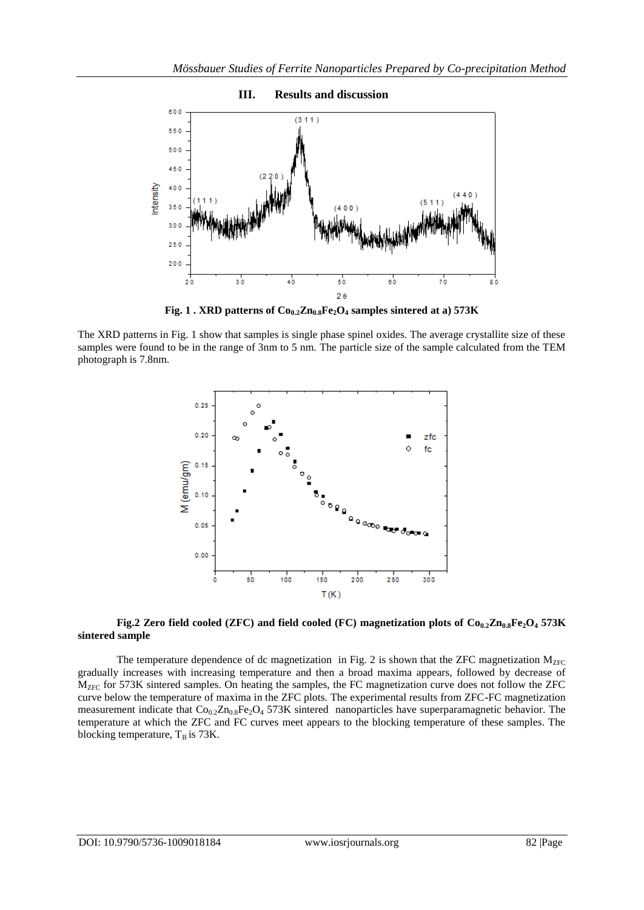## III. Results and discussion

**Fig. 1 . XRD patterns of $Co_{0.2}Zn_{0.8}Fe_2O_4$ samples sintered at a) 573K**

The XRD patterns in Fig. 1 show that samples is single phase spinel oxides. The average crystallite size of these samples were found to be in the range of 3nm to 5 nm. The particle size of the sample calculated from the TEM photograph is 7.8nm.

**Fig.2 Zero field cooled (ZFC) and field cooled (FC) magnetization plots of $Co_{0.2}Zn_{0.8}Fe_2O_4$ 573K sintered sample**

The temperature dependence of dc magnetization in Fig. 2 is shown that the ZFC magnetization $M_{ZFC}$ gradually increases with increasing temperature and then a broad maxima appears, followed by decrease of $M_{ZFC}$ for 573K sintered samples. On heating the samples, the FC magnetization curve does not follow the ZFC curve below the temperature of maxima in the ZFC plots. The experimental results from ZFC-FC magnetization measurement indicate that $Co_{0.2}Zn_{0.8}Fe_2O_4$ 573K sintered nanoparticles have superparamagnetic behavior. The temperature at which the ZFC and FC curves meet appears to the blocking temperature of these samples. The blocking temperature, $T_B$ is 73K.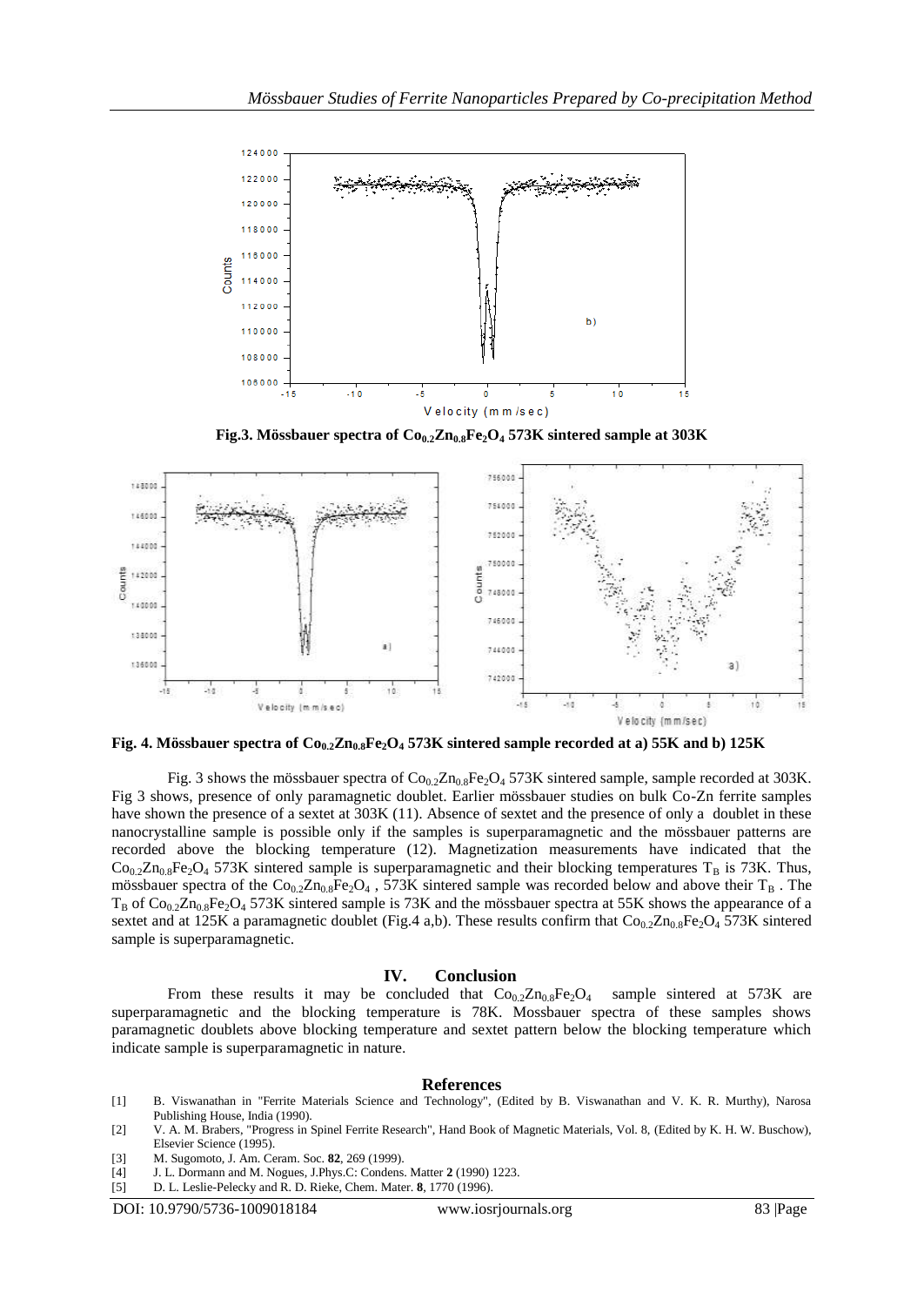Fig.3. Mössbauer spectra of $Co_{0.2}Zn_{0.8}Fe_2O_4$ 573K sintered sample at 303K

Fig. 4. Mössbauer spectra of $Co_{0.2}Zn_{0.8}Fe_2O_4$ 573K sintered sample recorded at a) 55K and b) 125K

Fig. 3 shows the mössbauer spectra of $Co_{0.2}Zn_{0.8}Fe_2O_4$ 573K sintered sample, sample recorded at 303K. Fig 3 shows, presence of only paramagnetic doublet. Earlier mössbauer studies on bulk Co-Zn ferrite samples have shown the presence of a sextet at 303K (11). Absence of sextet and the presence of only a doublet in these nanocrystalline sample is possible only if the samples is superparamagnetic and the mössbauer patterns are recorded above the blocking temperature (12). Magnetization measurements have indicated that the $Co_{0.2}Zn_{0.8}Fe_2O_4$ 573K sintered sample is superparamagnetic and their blocking temperatures $T_B$ is 73K. Thus, mössbauer spectra of the $Co_{0.2}Zn_{0.8}Fe_2O_4$ , 573K sintered sample was recorded below and above their $T_B$ . The $T_B$ of $Co_{0.2}Zn_{0.8}Fe_2O_4$ 573K sintered sample is 73K and the mössbauer spectra at 55K shows the appearance of a sextet and at 125K a paramagnetic doublet (Fig.4 a,b). These results confirm that $Co_{0.2}Zn_{0.8}Fe_2O_4$ 573K sintered sample is superparamagnetic.

## IV. Conclusion

From these results it may be concluded that $Co_{0.2}Zn_{0.8}Fe_2O_4$ sample sintered at 573K are superparamagnetic and the blocking temperature is 78K. Mossbauer spectra of these samples shows paramagnetic doublets above blocking temperature and sextet pattern below the blocking temperature which indicate sample is superparamagnetic in nature.

## References

[1] B. Viswanathan in "Ferrite Materials Science and Technology", (Edited by B. Viswanathan and V. K. R. Murthy), Narosa Publishing House, India (1990).

[2] V. A. M. Brabers, "Progress in Spinel Ferrite Research", Hand Book of Magnetic Materials, Vol. 8, (Edited by K. H. W. Buschow), Elsevier Science (1995).

[3] M. Sugomoto, J. Am. Ceram. Soc. **82**, 269 (1999).

[4] J. L. Dormann and M. Nogues, J.Phys.C: Condens. Matter **2** (1990) 1223.

[5] D. L. Leslie-Pelecky and R. D. Rieke, Chem. Mater. **8**, 1770 (1996).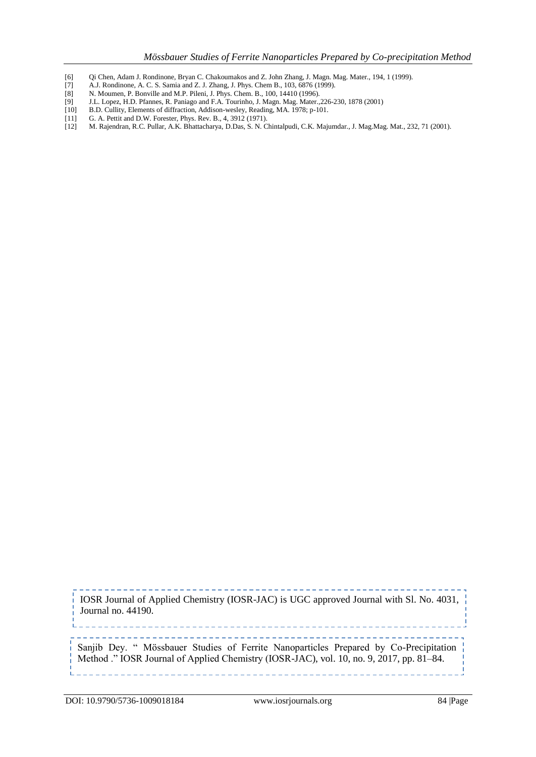[6] Qi Chen, Adam J. Rondinone, Bryan C. Chakoumakos and Z. John Zhang, J. Magn. Mag. Mater., 194, 1 (1999).
[7] A.J. Rondinone, A. C. S. Samia and Z. J. Zhang, J. Phys. Chem B., 103, 6876 (1999).
[8] N. Moumen, P. Bonville and M.P. Pileni, J. Phys. Chem. B., 100, 14410 (1996).
[9] J.L. Lopez, H.D. Pfannes, R. Paniago and F.A. Tourinho, J. Magn. Mag. Mater.,226-230, 1878 (2001)
[10] B.D. Cullity, Elements of diffraction, Addison-wesley, Reading, MA. 1978; p-101.
[11] G. A. Pettit and D.W. Forester, Phys. Rev. B., 4, 3912 (1971).
[12] M. Rajendran, R.C. Pullar, A.K. Bhattacharya, D.Das, S. N. Chintalpudi, C.K. Majumdar., J. Mag.Mag. Mat., 232, 71 (2001).

IOSR Journal of Applied Chemistry (IOSR-JAC) is UGC approved Journal with Sl. No. 4031, Journal no. 44190.

Sanjib Dey. " Mössbauer Studies of Ferrite Nanoparticles Prepared by Co-Precipitation Method ." IOSR Journal of Applied Chemistry (IOSR-JAC), vol. 10, no. 9, 2017, pp. 81–84.